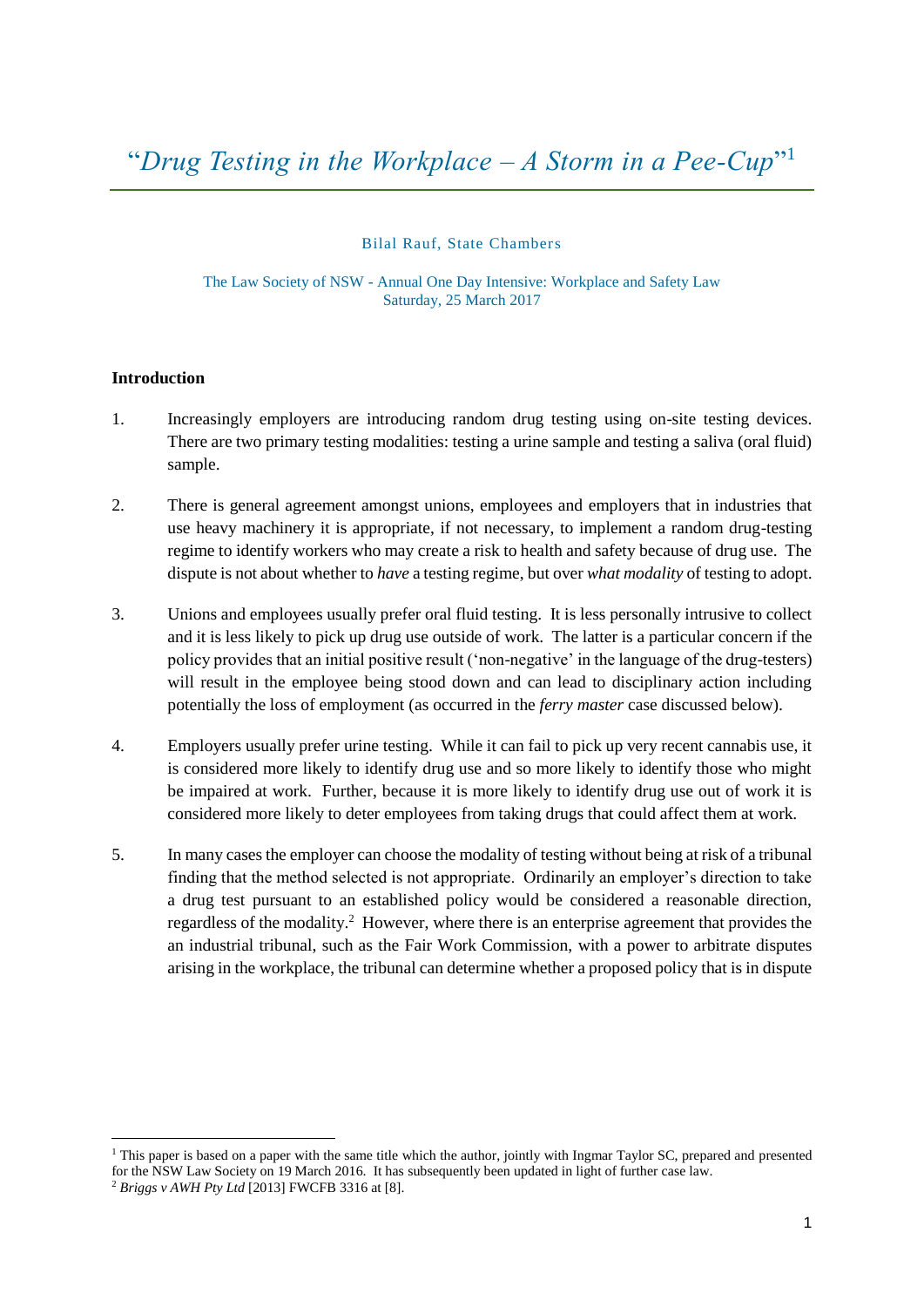# "*Drug Testing in the Workplace – A Storm in a Pee-Cup*"[1]

Bilal Rauf, State Chambers

The Law Society of NSW - Annual One Day Intensive: Workplace and Safety Law
Saturday, 25 March 2017

**Introduction**

1. Increasingly employers are introducing random drug testing using on-site testing devices. There are two primary testing modalities: testing a urine sample and testing a saliva (oral fluid) sample.

2. There is general agreement amongst unions, employees and employers that in industries that use heavy machinery it is appropriate, if not necessary, to implement a random drug-testing regime to identify workers who may create a risk to health and safety because of drug use. The dispute is not about whether to *have* a testing regime, but over *what modality* of testing to adopt.

3. Unions and employees usually prefer oral fluid testing. It is less personally intrusive to collect and it is less likely to pick up drug use outside of work. The latter is a particular concern if the policy provides that an initial positive result ('non-negative' in the language of the drug-testers) will result in the employee being stood down and can lead to disciplinary action including potentially the loss of employment (as occurred in the *ferry master* case discussed below).

4. Employers usually prefer urine testing. While it can fail to pick up very recent cannabis use, it is considered more likely to identify drug use and so more likely to identify those who might be impaired at work. Further, because it is more likely to identify drug use out of work it is considered more likely to deter employees from taking drugs that could affect them at work.

5. In many cases the employer can choose the modality of testing without being at risk of a tribunal finding that the method selected is not appropriate. Ordinarily an employer's direction to take a drug test pursuant to an established policy would be considered a reasonable direction, regardless of the modality.[2] However, where there is an enterprise agreement that provides the an industrial tribunal, such as the Fair Work Commission, with a power to arbitrate disputes arising in the workplace, the tribunal can determine whether a proposed policy that is in dispute

---

[1] This paper is based on a paper with the same title which the author, jointly with Ingmar Taylor SC, prepared and presented for the NSW Law Society on 19 March 2016. It has subsequently been updated in light of further case law.

[2] *Briggs v AWH Pty Ltd* [2013] FWCFB 3316 at [8].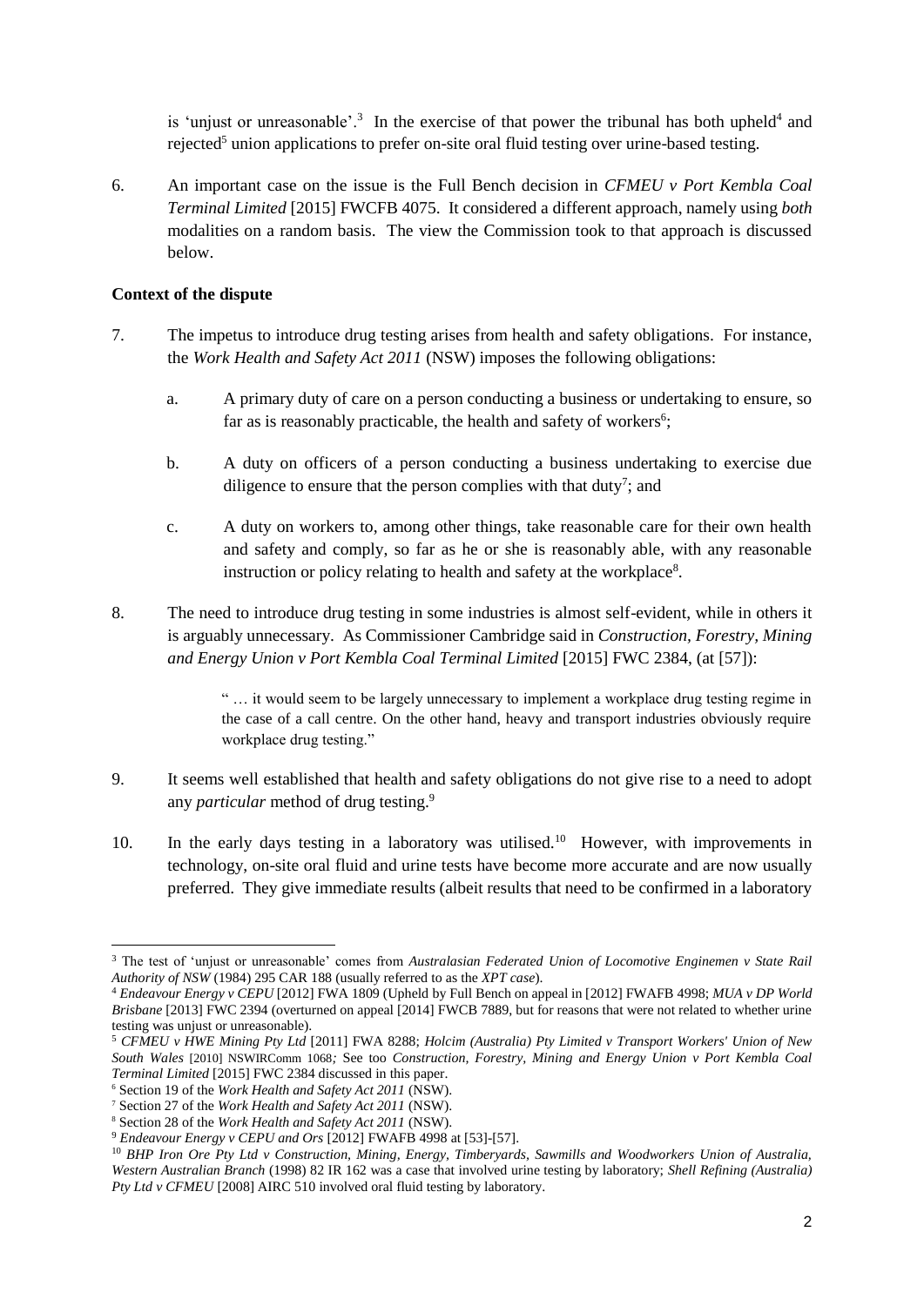is 'unjust or unreasonable'.[3] In the exercise of that power the tribunal has both upheld[4] and rejected[5] union applications to prefer on-site oral fluid testing over urine-based testing.

6. An important case on the issue is the Full Bench decision in *CFMEU v Port Kembla Coal Terminal Limited* [2015] FWCFB 4075. It considered a different approach, namely using *both* modalities on a random basis. The view the Commission took to that approach is discussed below.

**Context of the dispute**

7. The impetus to introduce drug testing arises from health and safety obligations. For instance, the *Work Health and Safety Act 2011* (NSW) imposes the following obligations:

   a. A primary duty of care on a person conducting a business or undertaking to ensure, so far as is reasonably practicable, the health and safety of workers[6];

   b. A duty on officers of a person conducting a business undertaking to exercise due diligence to ensure that the person complies with that duty[7]; and

   c. A duty on workers to, among other things, take reasonable care for their own health and safety and comply, so far as he or she is reasonably able, with any reasonable instruction or policy relating to health and safety at the workplace[8].

8. The need to introduce drug testing in some industries is almost self-evident, while in others it is arguably unnecessary. As Commissioner Cambridge said in *Construction, Forestry, Mining and Energy Union v Port Kembla Coal Terminal Limited* [2015] FWC 2384, (at [57]):

   > " … it would seem to be largely unnecessary to implement a workplace drug testing regime in the case of a call centre. On the other hand, heavy and transport industries obviously require workplace drug testing."

9. It seems well established that health and safety obligations do not give rise to a need to adopt any *particular* method of drug testing.[9]

10. In the early days testing in a laboratory was utilised.[10] However, with improvements in technology, on-site oral fluid and urine tests have become more accurate and are now usually preferred. They give immediate results (albeit results that need to be confirmed in a laboratory

---

[3] The test of 'unjust or unreasonable' comes from *Australasian Federated Union of Locomotive Enginemen v State Rail Authority of NSW* (1984) 295 CAR 188 (usually referred to as the *XPT case*).

[4] *Endeavour Energy v CEPU* [2012] FWA 1809 (Upheld by Full Bench on appeal in [2012] FWAFB 4998; *MUA v DP World Brisbane* [2013] FWC 2394 (overturned on appeal [2014] FWCB 7889, but for reasons that were not related to whether urine testing was unjust or unreasonable).

[5] *CFMEU v HWE Mining Pty Ltd* [2011] FWA 8288; *Holcim (Australia) Pty Limited v Transport Workers' Union of New South Wales* [2010] NSWIRComm 1068*;* See too *Construction, Forestry, Mining and Energy Union v Port Kembla Coal Terminal Limited* [2015] FWC 2384 discussed in this paper.

[6] Section 19 of the *Work Health and Safety Act 2011* (NSW).

[7] Section 27 of the *Work Health and Safety Act 2011* (NSW).

[8] Section 28 of the *Work Health and Safety Act 2011* (NSW).

[9] *Endeavour Energy v CEPU and Ors* [2012] FWAFB 4998 at [53]-[57].

[10] *BHP Iron Ore Pty Ltd v Construction, Mining, Energy, Timberyards, Sawmills and Woodworkers Union of Australia, Western Australian Branch* (1998) 82 IR 162 was a case that involved urine testing by laboratory; *Shell Refining (Australia) Pty Ltd v CFMEU* [2008] AIRC 510 involved oral fluid testing by laboratory.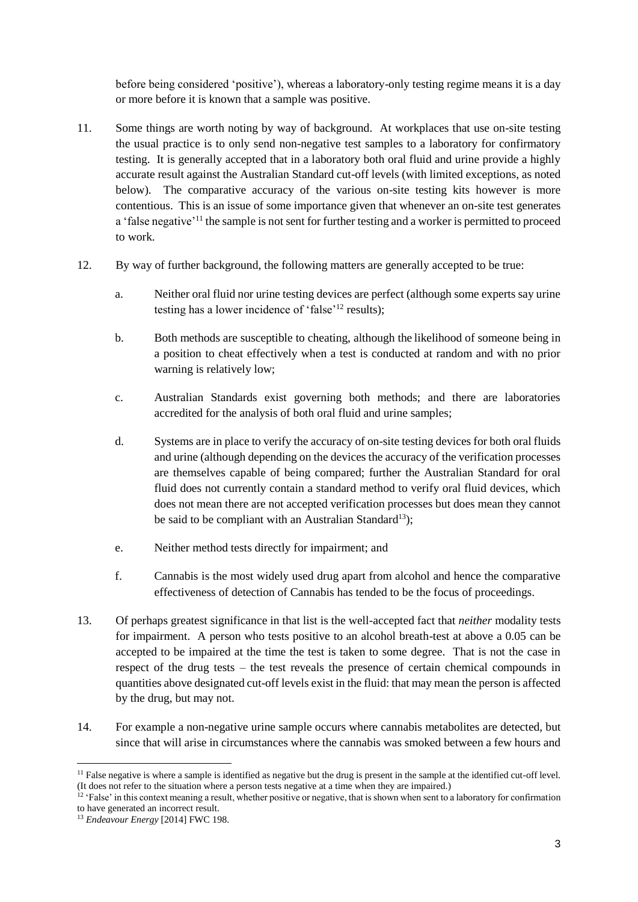before being considered 'positive'), whereas a laboratory-only testing regime means it is a day or more before it is known that a sample was positive.

11. Some things are worth noting by way of background. At workplaces that use on-site testing the usual practice is to only send non-negative test samples to a laboratory for confirmatory testing. It is generally accepted that in a laboratory both oral fluid and urine provide a highly accurate result against the Australian Standard cut-off levels (with limited exceptions, as noted below). The comparative accuracy of the various on-site testing kits however is more contentious. This is an issue of some importance given that whenever an on-site test generates a 'false negative'[11] the sample is not sent for further testing and a worker is permitted to proceed to work.

12. By way of further background, the following matters are generally accepted to be true:

    a. Neither oral fluid nor urine testing devices are perfect (although some experts say urine testing has a lower incidence of 'false'[12] results);

    b. Both methods are susceptible to cheating, although the likelihood of someone being in a position to cheat effectively when a test is conducted at random and with no prior warning is relatively low;

    c. Australian Standards exist governing both methods; and there are laboratories accredited for the analysis of both oral fluid and urine samples;

    d. Systems are in place to verify the accuracy of on-site testing devices for both oral fluids and urine (although depending on the devices the accuracy of the verification processes are themselves capable of being compared; further the Australian Standard for oral fluid does not currently contain a standard method to verify oral fluid devices, which does not mean there are not accepted verification processes but does mean they cannot be said to be compliant with an Australian Standard[13]);

    e. Neither method tests directly for impairment; and

    f. Cannabis is the most widely used drug apart from alcohol and hence the comparative effectiveness of detection of Cannabis has tended to be the focus of proceedings.

13. Of perhaps greatest significance in that list is the well-accepted fact that *neither* modality tests for impairment. A person who tests positive to an alcohol breath-test at above a 0.05 can be accepted to be impaired at the time the test is taken to some degree. That is not the case in respect of the drug tests – the test reveals the presence of certain chemical compounds in quantities above designated cut-off levels exist in the fluid: that may mean the person is affected by the drug, but may not.

14. For example a non-negative urine sample occurs where cannabis metabolites are detected, but since that will arise in circumstances where the cannabis was smoked between a few hours and

---

[11] False negative is where a sample is identified as negative but the drug is present in the sample at the identified cut-off level. (It does not refer to the situation where a person tests negative at a time when they are impaired.)

[12] 'False' in this context meaning a result, whether positive or negative, that is shown when sent to a laboratory for confirmation to have generated an incorrect result.

[13] *Endeavour Energy* [2014] FWC 198.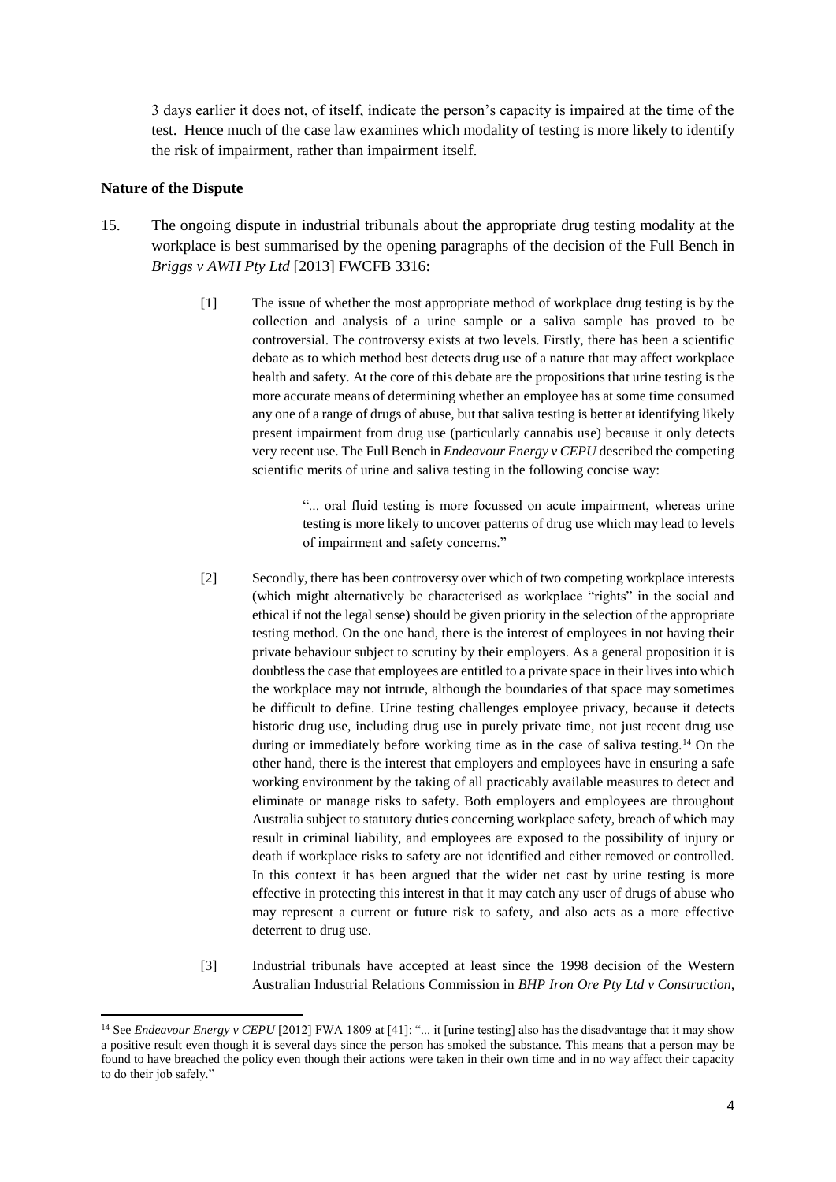3 days earlier it does not, of itself, indicate the person's capacity is impaired at the time of the test. Hence much of the case law examines which modality of testing is more likely to identify the risk of impairment, rather than impairment itself.

**Nature of the Dispute**

15. The ongoing dispute in industrial tribunals about the appropriate drug testing modality at the workplace is best summarised by the opening paragraphs of the decision of the Full Bench in *Briggs v AWH Pty Ltd* [2013] FWCFB 3316:

    > [1] The issue of whether the most appropriate method of workplace drug testing is by the collection and analysis of a urine sample or a saliva sample has proved to be controversial. The controversy exists at two levels. Firstly, there has been a scientific debate as to which method best detects drug use of a nature that may affect workplace health and safety. At the core of this debate are the propositions that urine testing is the more accurate means of determining whether an employee has at some time consumed any one of a range of drugs of abuse, but that saliva testing is better at identifying likely present impairment from drug use (particularly cannabis use) because it only detects very recent use. The Full Bench in *Endeavour Energy v CEPU* described the competing scientific merits of urine and saliva testing in the following concise way:
    >
    > > "... oral fluid testing is more focussed on acute impairment, whereas urine testing is more likely to uncover patterns of drug use which may lead to levels of impairment and safety concerns."
    >
    > [2] Secondly, there has been controversy over which of two competing workplace interests (which might alternatively be characterised as workplace "rights" in the social and ethical if not the legal sense) should be given priority in the selection of the appropriate testing method. On the one hand, there is the interest of employees in not having their private behaviour subject to scrutiny by their employers. As a general proposition it is doubtless the case that employees are entitled to a private space in their lives into which the workplace may not intrude, although the boundaries of that space may sometimes be difficult to define. Urine testing challenges employee privacy, because it detects historic drug use, including drug use in purely private time, not just recent drug use during or immediately before working time as in the case of saliva testing.[14] On the other hand, there is the interest that employers and employees have in ensuring a safe working environment by the taking of all practicably available measures to detect and eliminate or manage risks to safety. Both employers and employees are throughout Australia subject to statutory duties concerning workplace safety, breach of which may result in criminal liability, and employees are exposed to the possibility of injury or death if workplace risks to safety are not identified and either removed or controlled. In this context it has been argued that the wider net cast by urine testing is more effective in protecting this interest in that it may catch any user of drugs of abuse who may represent a current or future risk to safety, and also acts as a more effective deterrent to drug use.
    >
    > [3] Industrial tribunals have accepted at least since the 1998 decision of the Western Australian Industrial Relations Commission in *BHP Iron Ore Pty Ltd v Construction,*

---

[14] See *Endeavour Energy v CEPU* [2012] FWA 1809 at [41]: "... it [urine testing] also has the disadvantage that it may show a positive result even though it is several days since the person has smoked the substance. This means that a person may be found to have breached the policy even though their actions were taken in their own time and in no way affect their capacity to do their job safely."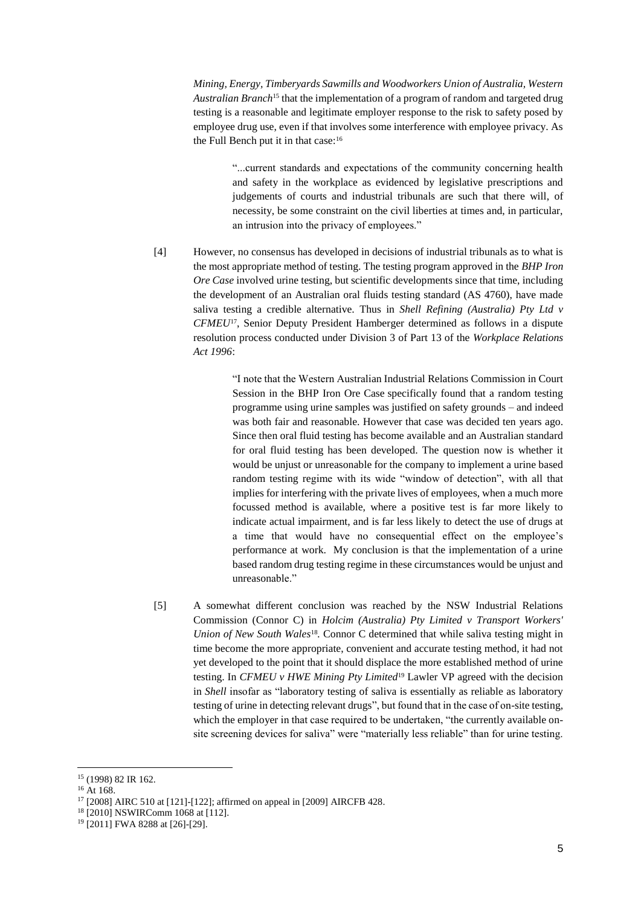*Mining, Energy, Timberyards Sawmills and Woodworkers Union of Australia, Western Australian Branch*[15] that the implementation of a program of random and targeted drug testing is a reasonable and legitimate employer response to the risk to safety posed by employee drug use, even if that involves some interference with employee privacy. As the Full Bench put it in that case:[16]

> "...current standards and expectations of the community concerning health and safety in the workplace as evidenced by legislative prescriptions and judgements of courts and industrial tribunals are such that there will, of necessity, be some constraint on the civil liberties at times and, in particular, an intrusion into the privacy of employees."

[4] However, no consensus has developed in decisions of industrial tribunals as to what is the most appropriate method of testing. The testing program approved in the *BHP Iron Ore Case* involved urine testing, but scientific developments since that time, including the development of an Australian oral fluids testing standard (AS 4760), have made saliva testing a credible alternative. Thus in *Shell Refining (Australia) Pty Ltd v CFMEU*[17], Senior Deputy President Hamberger determined as follows in a dispute resolution process conducted under Division 3 of Part 13 of the *Workplace Relations Act 1996*:

> "I note that the Western Australian Industrial Relations Commission in Court Session in the BHP Iron Ore Case specifically found that a random testing programme using urine samples was justified on safety grounds – and indeed was both fair and reasonable. However that case was decided ten years ago. Since then oral fluid testing has become available and an Australian standard for oral fluid testing has been developed. The question now is whether it would be unjust or unreasonable for the company to implement a urine based random testing regime with its wide "window of detection", with all that implies for interfering with the private lives of employees, when a much more focussed method is available, where a positive test is far more likely to indicate actual impairment, and is far less likely to detect the use of drugs at a time that would have no consequential effect on the employee's performance at work. My conclusion is that the implementation of a urine based random drug testing regime in these circumstances would be unjust and unreasonable."

[5] A somewhat different conclusion was reached by the NSW Industrial Relations Commission (Connor C) in *Holcim (Australia) Pty Limited v Transport Workers' Union of New South Wales*[18]. Connor C determined that while saliva testing might in time become the more appropriate, convenient and accurate testing method, it had not yet developed to the point that it should displace the more established method of urine testing. In *CFMEU v HWE Mining Pty Limited*[19] Lawler VP agreed with the decision in *Shell* insofar as "laboratory testing of saliva is essentially as reliable as laboratory testing of urine in detecting relevant drugs", but found that in the case of on-site testing, which the employer in that case required to be undertaken, "the currently available on-site screening devices for saliva" were "materially less reliable" than for urine testing.

---

[15] (1998) 82 IR 162.

[16] At 168.

[17] [2008] AIRC 510 at [121]-[122]; affirmed on appeal in [2009] AIRCFB 428.

[18] [2010] NSWIRComm 1068 at [112].

[19] [2011] FWA 8288 at [26]-[29].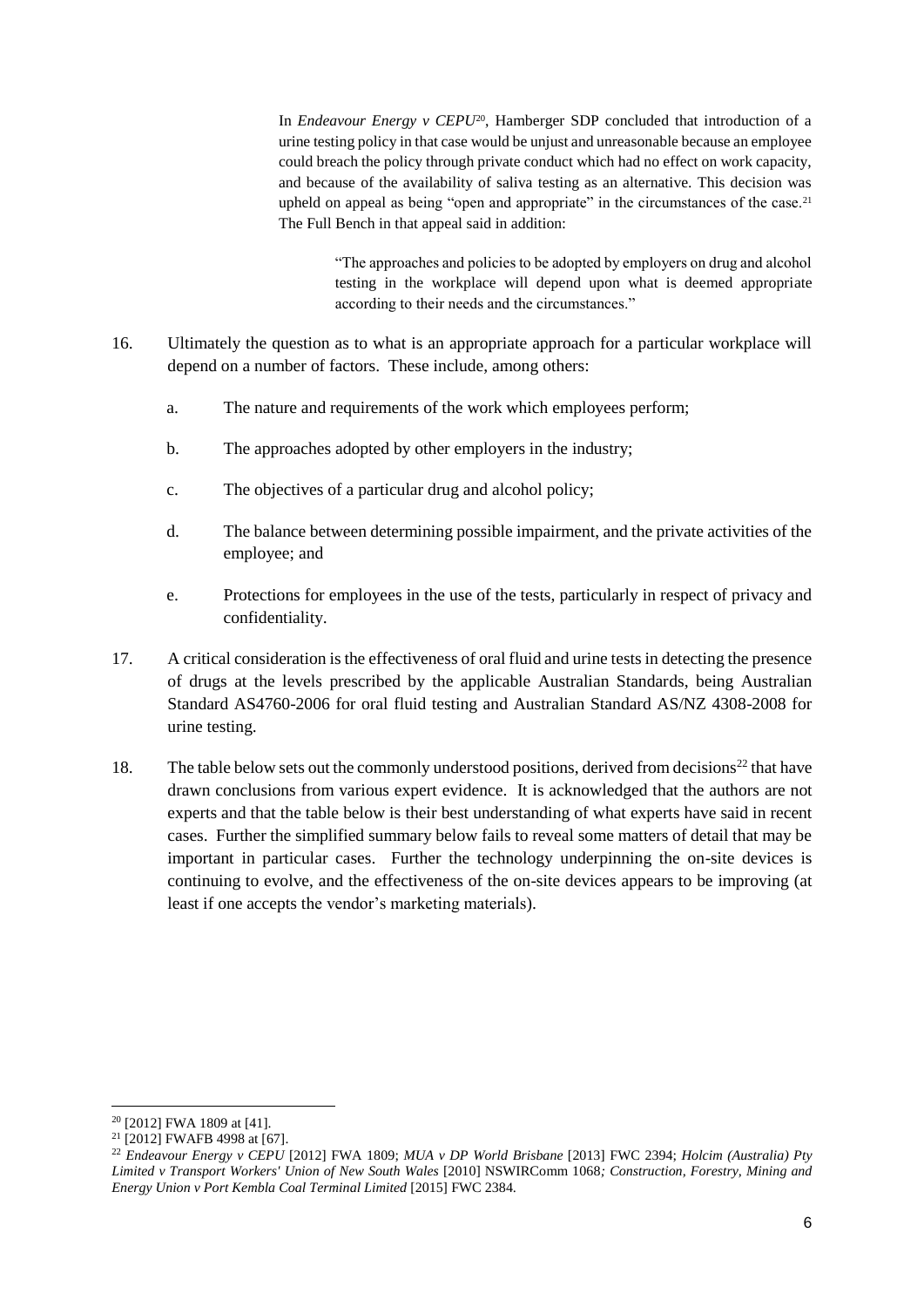In *Endeavour Energy v CEPU*[20], Hamberger SDP concluded that introduction of a urine testing policy in that case would be unjust and unreasonable because an employee could breach the policy through private conduct which had no effect on work capacity, and because of the availability of saliva testing as an alternative. This decision was upheld on appeal as being "open and appropriate" in the circumstances of the case.[21] The Full Bench in that appeal said in addition:

> "The approaches and policies to be adopted by employers on drug and alcohol testing in the workplace will depend upon what is deemed appropriate according to their needs and the circumstances."

16. Ultimately the question as to what is an appropriate approach for a particular workplace will depend on a number of factors. These include, among others:

    a. The nature and requirements of the work which employees perform;

    b. The approaches adopted by other employers in the industry;

    c. The objectives of a particular drug and alcohol policy;

    d. The balance between determining possible impairment, and the private activities of the employee; and

    e. Protections for employees in the use of the tests, particularly in respect of privacy and confidentiality.

17. A critical consideration is the effectiveness of oral fluid and urine tests in detecting the presence of drugs at the levels prescribed by the applicable Australian Standards, being Australian Standard AS4760-2006 for oral fluid testing and Australian Standard AS/NZ 4308-2008 for urine testing.

18. The table below sets out the commonly understood positions, derived from decisions[22] that have drawn conclusions from various expert evidence. It is acknowledged that the authors are not experts and that the table below is their best understanding of what experts have said in recent cases. Further the simplified summary below fails to reveal some matters of detail that may be important in particular cases. Further the technology underpinning the on-site devices is continuing to evolve, and the effectiveness of the on-site devices appears to be improving (at least if one accepts the vendor's marketing materials).

---

[20] [2012] FWA 1809 at [41].

[21] [2012] FWAFB 4998 at [67].

[22] *Endeavour Energy v CEPU* [2012] FWA 1809; *MUA v DP World Brisbane* [2013] FWC 2394; *Holcim (Australia) Pty Limited v Transport Workers' Union of New South Wales* [2010] NSWIRComm 1068*; Construction, Forestry, Mining and Energy Union v Port Kembla Coal Terminal Limited* [2015] FWC 2384.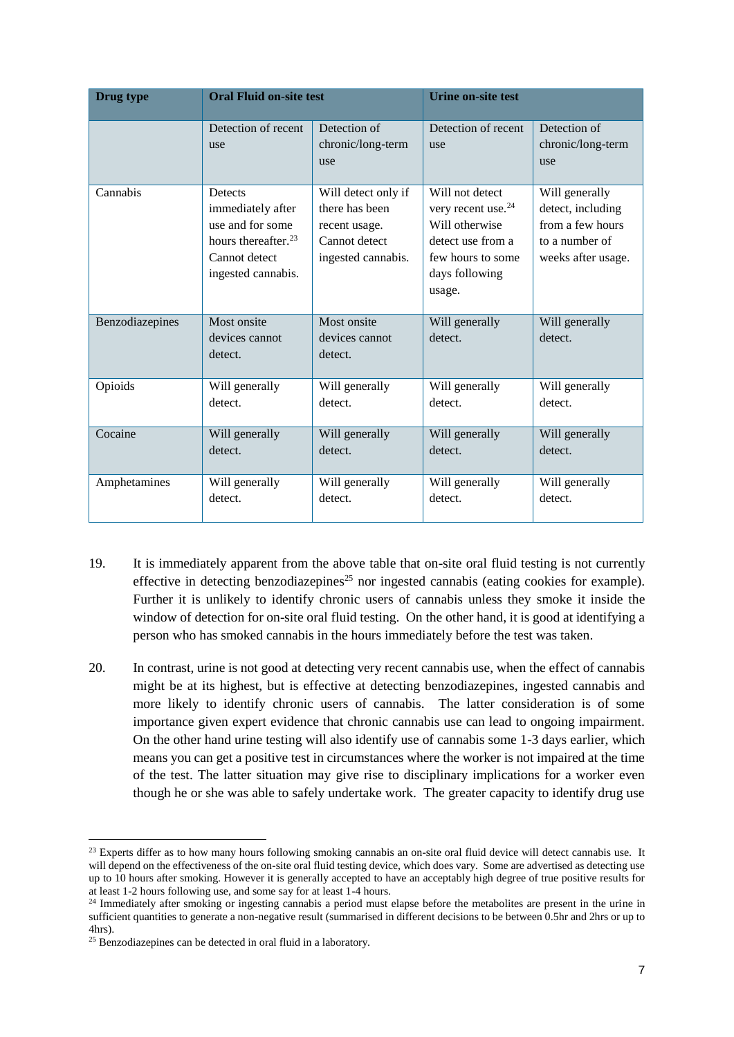| Drug type | Oral Fluid on-site test | | Urine on-site test | |
|---|---|---|---|---|
| | Detection of recent use | Detection of chronic/long-term use | Detection of recent use | Detection of chronic/long-term use |
| Cannabis | Detects immediately after use and for some hours thereafter.[23] Cannot detect ingested cannabis. | Will detect only if there has been recent usage. Cannot detect ingested cannabis. | Will not detect very recent use.[24] Will otherwise detect use from a few hours to some days following usage. | Will generally detect, including from a few hours to a number of weeks after usage. |
| Benzodiazepines | Most onsite devices cannot detect. | Most onsite devices cannot detect. | Will generally detect. | Will generally detect. |
| Opioids | Will generally detect. | Will generally detect. | Will generally detect. | Will generally detect. |
| Cocaine | Will generally detect. | Will generally detect. | Will generally detect. | Will generally detect. |
| Amphetamines | Will generally detect. | Will generally detect. | Will generally detect. | Will generally detect. |

19. It is immediately apparent from the above table that on-site oral fluid testing is not currently effective in detecting benzodiazepines[25] nor ingested cannabis (eating cookies for example). Further it is unlikely to identify chronic users of cannabis unless they smoke it inside the window of detection for on-site oral fluid testing. On the other hand, it is good at identifying a person who has smoked cannabis in the hours immediately before the test was taken.

20. In contrast, urine is not good at detecting very recent cannabis use, when the effect of cannabis might be at its highest, but is effective at detecting benzodiazepines, ingested cannabis and more likely to identify chronic users of cannabis. The latter consideration is of some importance given expert evidence that chronic cannabis use can lead to ongoing impairment. On the other hand urine testing will also identify use of cannabis some 1-3 days earlier, which means you can get a positive test in circumstances where the worker is not impaired at the time of the test. The latter situation may give rise to disciplinary implications for a worker even though he or she was able to safely undertake work. The greater capacity to identify drug use

---

[23] Experts differ as to how many hours following smoking cannabis an on-site oral fluid device will detect cannabis use. It will depend on the effectiveness of the on-site oral fluid testing device, which does vary. Some are advertised as detecting use up to 10 hours after smoking. However it is generally accepted to have an acceptably high degree of true positive results for at least 1-2 hours following use, and some say for at least 1-4 hours.

[24] Immediately after smoking or ingesting cannabis a period must elapse before the metabolites are present in the urine in sufficient quantities to generate a non-negative result (summarised in different decisions to be between 0.5hr and 2hrs or up to 4hrs).

[25] Benzodiazepines can be detected in oral fluid in a laboratory.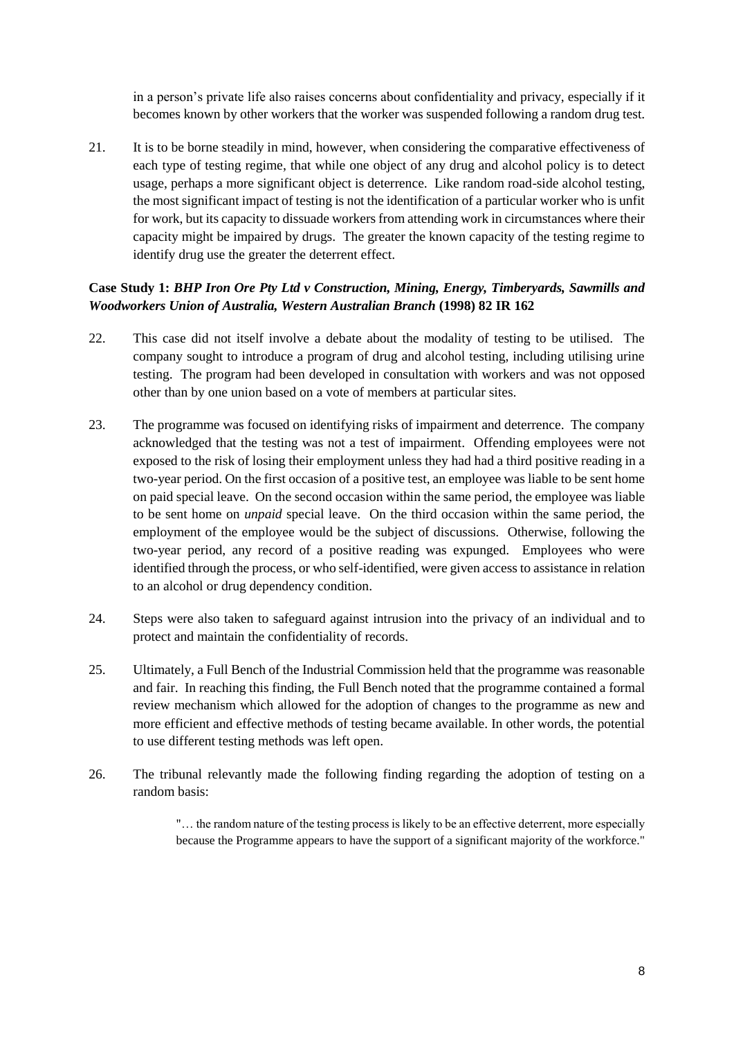in a person's private life also raises concerns about confidentiality and privacy, especially if it becomes known by other workers that the worker was suspended following a random drug test.

21. It is to be borne steadily in mind, however, when considering the comparative effectiveness of each type of testing regime, that while one object of any drug and alcohol policy is to detect usage, perhaps a more significant object is deterrence. Like random road-side alcohol testing, the most significant impact of testing is not the identification of a particular worker who is unfit for work, but its capacity to dissuade workers from attending work in circumstances where their capacity might be impaired by drugs. The greater the known capacity of the testing regime to identify drug use the greater the deterrent effect.

**Case Study 1:** ***BHP Iron Ore Pty Ltd v Construction, Mining, Energy, Timberyards, Sawmills and Woodworkers Union of Australia, Western Australian Branch*** **(1998) 82 IR 162**

22. This case did not itself involve a debate about the modality of testing to be utilised. The company sought to introduce a program of drug and alcohol testing, including utilising urine testing. The program had been developed in consultation with workers and was not opposed other than by one union based on a vote of members at particular sites.

23. The programme was focused on identifying risks of impairment and deterrence. The company acknowledged that the testing was not a test of impairment. Offending employees were not exposed to the risk of losing their employment unless they had had a third positive reading in a two-year period. On the first occasion of a positive test, an employee was liable to be sent home on paid special leave. On the second occasion within the same period, the employee was liable to be sent home on *unpaid* special leave. On the third occasion within the same period, the employment of the employee would be the subject of discussions. Otherwise, following the two-year period, any record of a positive reading was expunged. Employees who were identified through the process, or who self-identified, were given access to assistance in relation to an alcohol or drug dependency condition.

24. Steps were also taken to safeguard against intrusion into the privacy of an individual and to protect and maintain the confidentiality of records.

25. Ultimately, a Full Bench of the Industrial Commission held that the programme was reasonable and fair. In reaching this finding, the Full Bench noted that the programme contained a formal review mechanism which allowed for the adoption of changes to the programme as new and more efficient and effective methods of testing became available. In other words, the potential to use different testing methods was left open.

26. The tribunal relevantly made the following finding regarding the adoption of testing on a random basis:

> "… the random nature of the testing process is likely to be an effective deterrent, more especially because the Programme appears to have the support of a significant majority of the workforce."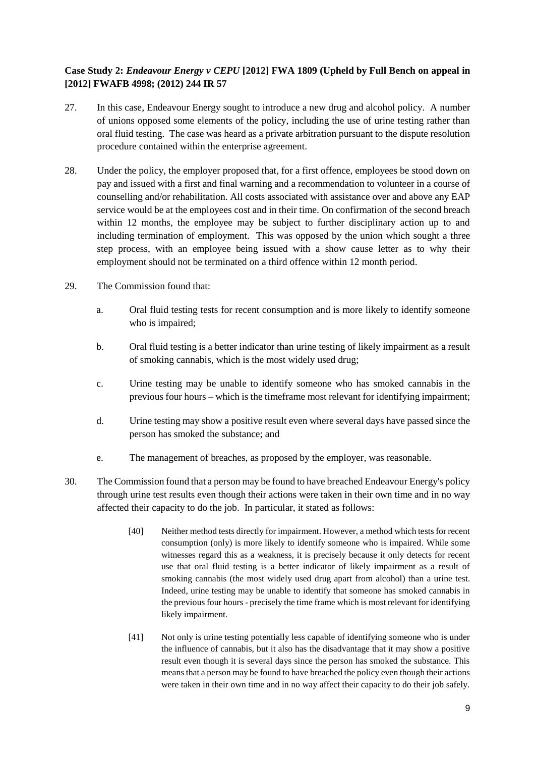**Case Study 2: *Endeavour Energy v CEPU* [2012] FWA 1809 (Upheld by Full Bench on appeal in [2012] FWAFB 4998; (2012) 244 IR 57**

27. In this case, Endeavour Energy sought to introduce a new drug and alcohol policy. A number of unions opposed some elements of the policy, including the use of urine testing rather than oral fluid testing. The case was heard as a private arbitration pursuant to the dispute resolution procedure contained within the enterprise agreement.

28. Under the policy, the employer proposed that, for a first offence, employees be stood down on pay and issued with a first and final warning and a recommendation to volunteer in a course of counselling and/or rehabilitation. All costs associated with assistance over and above any EAP service would be at the employees cost and in their time. On confirmation of the second breach within 12 months, the employee may be subject to further disciplinary action up to and including termination of employment. This was opposed by the union which sought a three step process, with an employee being issued with a show cause letter as to why their employment should not be terminated on a third offence within 12 month period.

29. The Commission found that:

    a. Oral fluid testing tests for recent consumption and is more likely to identify someone who is impaired;

    b. Oral fluid testing is a better indicator than urine testing of likely impairment as a result of smoking cannabis, which is the most widely used drug;

    c. Urine testing may be unable to identify someone who has smoked cannabis in the previous four hours – which is the timeframe most relevant for identifying impairment;

    d. Urine testing may show a positive result even where several days have passed since the person has smoked the substance; and

    e. The management of breaches, as proposed by the employer, was reasonable.

30. The Commission found that a person may be found to have breached Endeavour Energy's policy through urine test results even though their actions were taken in their own time and in no way affected their capacity to do the job. In particular, it stated as follows:

    > [40] Neither method tests directly for impairment. However, a method which tests for recent consumption (only) is more likely to identify someone who is impaired. While some witnesses regard this as a weakness, it is precisely because it only detects for recent use that oral fluid testing is a better indicator of likely impairment as a result of smoking cannabis (the most widely used drug apart from alcohol) than a urine test. Indeed, urine testing may be unable to identify that someone has smoked cannabis in the previous four hours - precisely the time frame which is most relevant for identifying likely impairment.
    >
    > [41] Not only is urine testing potentially less capable of identifying someone who is under the influence of cannabis, but it also has the disadvantage that it may show a positive result even though it is several days since the person has smoked the substance. This means that a person may be found to have breached the policy even though their actions were taken in their own time and in no way affect their capacity to do their job safely.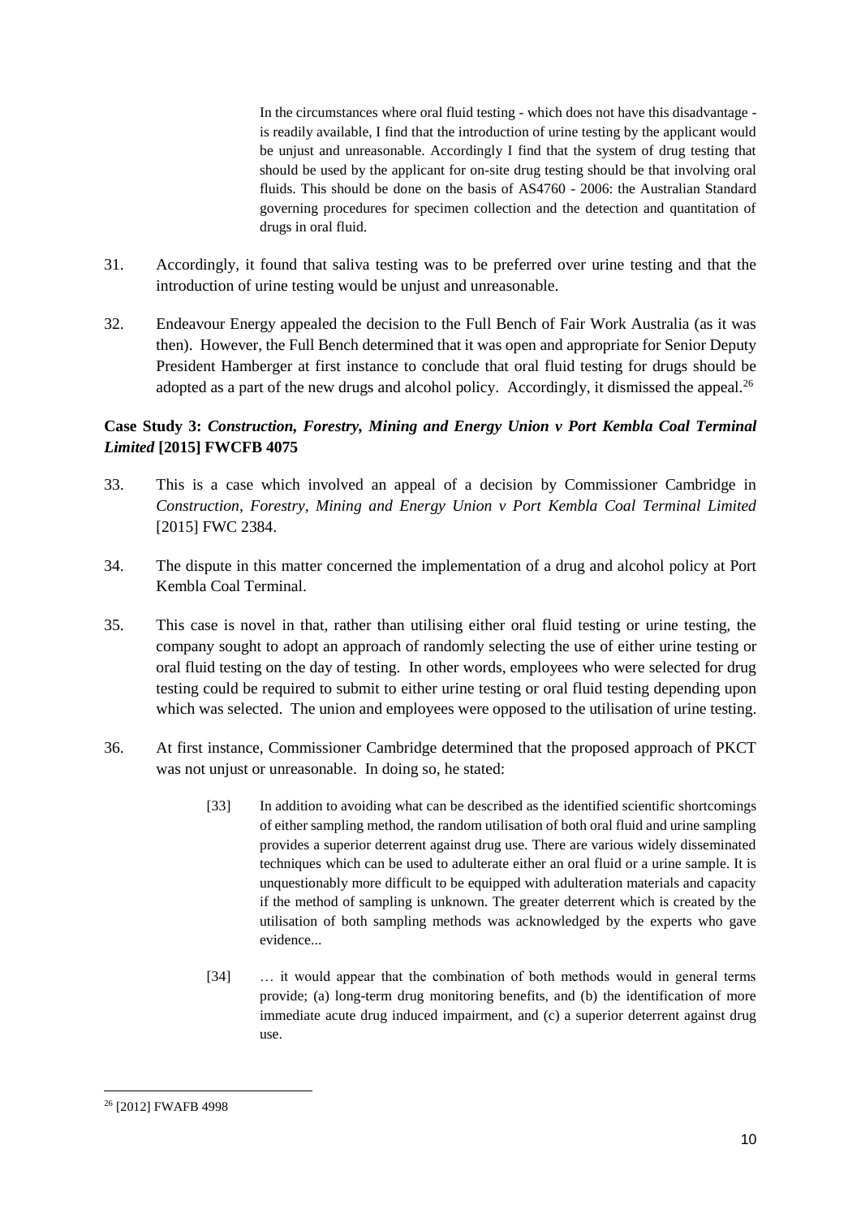> In the circumstances where oral fluid testing - which does not have this disadvantage - is readily available, I find that the introduction of urine testing by the applicant would be unjust and unreasonable. Accordingly I find that the system of drug testing that should be used by the applicant for on-site drug testing should be that involving oral fluids. This should be done on the basis of AS4760 - 2006: the Australian Standard governing procedures for specimen collection and the detection and quantitation of drugs in oral fluid.

31. Accordingly, it found that saliva testing was to be preferred over urine testing and that the introduction of urine testing would be unjust and unreasonable.

32. Endeavour Energy appealed the decision to the Full Bench of Fair Work Australia (as it was then). However, the Full Bench determined that it was open and appropriate for Senior Deputy President Hamberger at first instance to conclude that oral fluid testing for drugs should be adopted as a part of the new drugs and alcohol policy. Accordingly, it dismissed the appeal.[26]

**Case Study 3: *Construction, Forestry, Mining and Energy Union v Port Kembla Coal Terminal Limited* [2015] FWCFB 4075**

33. This is a case which involved an appeal of a decision by Commissioner Cambridge in *Construction, Forestry, Mining and Energy Union v Port Kembla Coal Terminal Limited* [2015] FWC 2384.

34. The dispute in this matter concerned the implementation of a drug and alcohol policy at Port Kembla Coal Terminal.

35. This case is novel in that, rather than utilising either oral fluid testing or urine testing, the company sought to adopt an approach of randomly selecting the use of either urine testing or oral fluid testing on the day of testing. In other words, employees who were selected for drug testing could be required to submit to either urine testing or oral fluid testing depending upon which was selected. The union and employees were opposed to the utilisation of urine testing.

36. At first instance, Commissioner Cambridge determined that the proposed approach of PKCT was not unjust or unreasonable. In doing so, he stated:

> [33] In addition to avoiding what can be described as the identified scientific shortcomings of either sampling method, the random utilisation of both oral fluid and urine sampling provides a superior deterrent against drug use. There are various widely disseminated techniques which can be used to adulterate either an oral fluid or a urine sample. It is unquestionably more difficult to be equipped with adulteration materials and capacity if the method of sampling is unknown. The greater deterrent which is created by the utilisation of both sampling methods was acknowledged by the experts who gave evidence...
>
> [34] … it would appear that the combination of both methods would in general terms provide; (a) long-term drug monitoring benefits, and (b) the identification of more immediate acute drug induced impairment, and (c) a superior deterrent against drug use.

---

[26] [2012] FWAFB 4998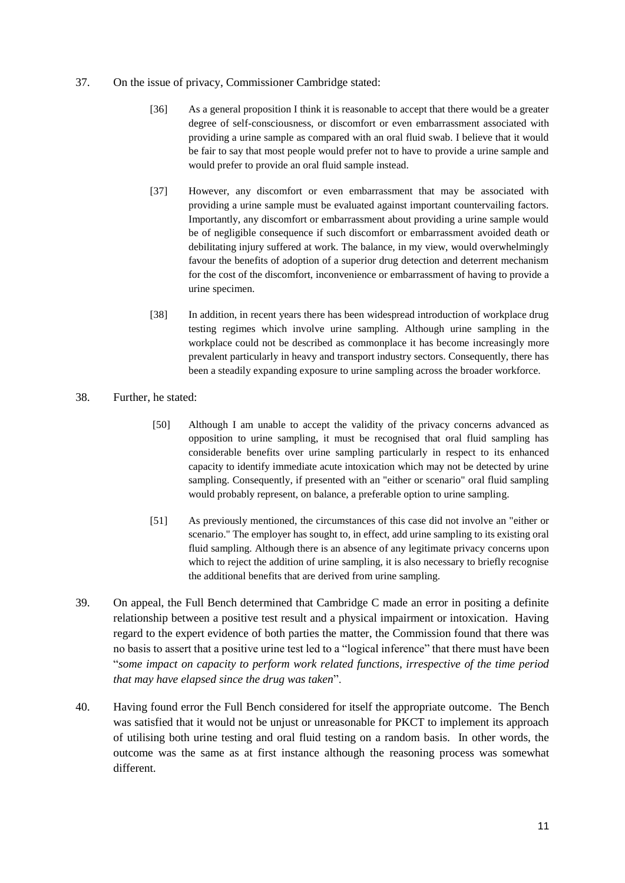37. On the issue of privacy, Commissioner Cambridge stated:

> [36] As a general proposition I think it is reasonable to accept that there would be a greater degree of self-consciousness, or discomfort or even embarrassment associated with providing a urine sample as compared with an oral fluid swab. I believe that it would be fair to say that most people would prefer not to have to provide a urine sample and would prefer to provide an oral fluid sample instead.
>
> [37] However, any discomfort or even embarrassment that may be associated with providing a urine sample must be evaluated against important countervailing factors. Importantly, any discomfort or embarrassment about providing a urine sample would be of negligible consequence if such discomfort or embarrassment avoided death or debilitating injury suffered at work. The balance, in my view, would overwhelmingly favour the benefits of adoption of a superior drug detection and deterrent mechanism for the cost of the discomfort, inconvenience or embarrassment of having to provide a urine specimen.
>
> [38] In addition, in recent years there has been widespread introduction of workplace drug testing regimes which involve urine sampling. Although urine sampling in the workplace could not be described as commonplace it has become increasingly more prevalent particularly in heavy and transport industry sectors. Consequently, there has been a steadily expanding exposure to urine sampling across the broader workforce.

38. Further, he stated:

> [50] Although I am unable to accept the validity of the privacy concerns advanced as opposition to urine sampling, it must be recognised that oral fluid sampling has considerable benefits over urine sampling particularly in respect to its enhanced capacity to identify immediate acute intoxication which may not be detected by urine sampling. Consequently, if presented with an "either or scenario" oral fluid sampling would probably represent, on balance, a preferable option to urine sampling.
>
> [51] As previously mentioned, the circumstances of this case did not involve an "either or scenario." The employer has sought to, in effect, add urine sampling to its existing oral fluid sampling. Although there is an absence of any legitimate privacy concerns upon which to reject the addition of urine sampling, it is also necessary to briefly recognise the additional benefits that are derived from urine sampling.

39. On appeal, the Full Bench determined that Cambridge C made an error in positing a definite relationship between a positive test result and a physical impairment or intoxication. Having regard to the expert evidence of both parties the matter, the Commission found that there was no basis to assert that a positive urine test led to a "logical inference" that there must have been "*some impact on capacity to perform work related functions, irrespective of the time period that may have elapsed since the drug was taken*".

40. Having found error the Full Bench considered for itself the appropriate outcome. The Bench was satisfied that it would not be unjust or unreasonable for PKCT to implement its approach of utilising both urine testing and oral fluid testing on a random basis. In other words, the outcome was the same as at first instance although the reasoning process was somewhat different.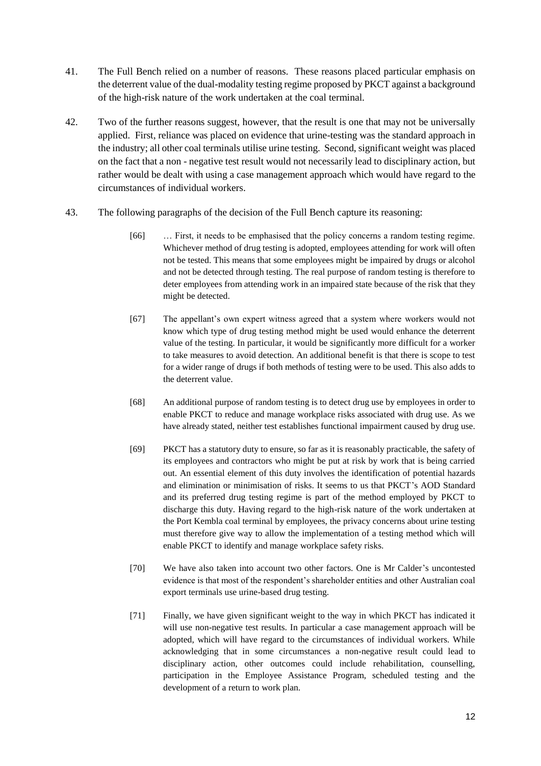41. The Full Bench relied on a number of reasons. These reasons placed particular emphasis on the deterrent value of the dual-modality testing regime proposed by PKCT against a background of the high-risk nature of the work undertaken at the coal terminal.

42. Two of the further reasons suggest, however, that the result is one that may not be universally applied. First, reliance was placed on evidence that urine-testing was the standard approach in the industry; all other coal terminals utilise urine testing. Second, significant weight was placed on the fact that a non - negative test result would not necessarily lead to disciplinary action, but rather would be dealt with using a case management approach which would have regard to the circumstances of individual workers.

43. The following paragraphs of the decision of the Full Bench capture its reasoning:

> [66] … First, it needs to be emphasised that the policy concerns a random testing regime. Whichever method of drug testing is adopted, employees attending for work will often not be tested. This means that some employees might be impaired by drugs or alcohol and not be detected through testing. The real purpose of random testing is therefore to deter employees from attending work in an impaired state because of the risk that they might be detected.
>
> [67] The appellant's own expert witness agreed that a system where workers would not know which type of drug testing method might be used would enhance the deterrent value of the testing. In particular, it would be significantly more difficult for a worker to take measures to avoid detection. An additional benefit is that there is scope to test for a wider range of drugs if both methods of testing were to be used. This also adds to the deterrent value.
>
> [68] An additional purpose of random testing is to detect drug use by employees in order to enable PKCT to reduce and manage workplace risks associated with drug use. As we have already stated, neither test establishes functional impairment caused by drug use.
>
> [69] PKCT has a statutory duty to ensure, so far as it is reasonably practicable, the safety of its employees and contractors who might be put at risk by work that is being carried out. An essential element of this duty involves the identification of potential hazards and elimination or minimisation of risks. It seems to us that PKCT's AOD Standard and its preferred drug testing regime is part of the method employed by PKCT to discharge this duty. Having regard to the high-risk nature of the work undertaken at the Port Kembla coal terminal by employees, the privacy concerns about urine testing must therefore give way to allow the implementation of a testing method which will enable PKCT to identify and manage workplace safety risks.
>
> [70] We have also taken into account two other factors. One is Mr Calder's uncontested evidence is that most of the respondent's shareholder entities and other Australian coal export terminals use urine-based drug testing.
>
> [71] Finally, we have given significant weight to the way in which PKCT has indicated it will use non-negative test results. In particular a case management approach will be adopted, which will have regard to the circumstances of individual workers. While acknowledging that in some circumstances a non-negative result could lead to disciplinary action, other outcomes could include rehabilitation, counselling, participation in the Employee Assistance Program, scheduled testing and the development of a return to work plan.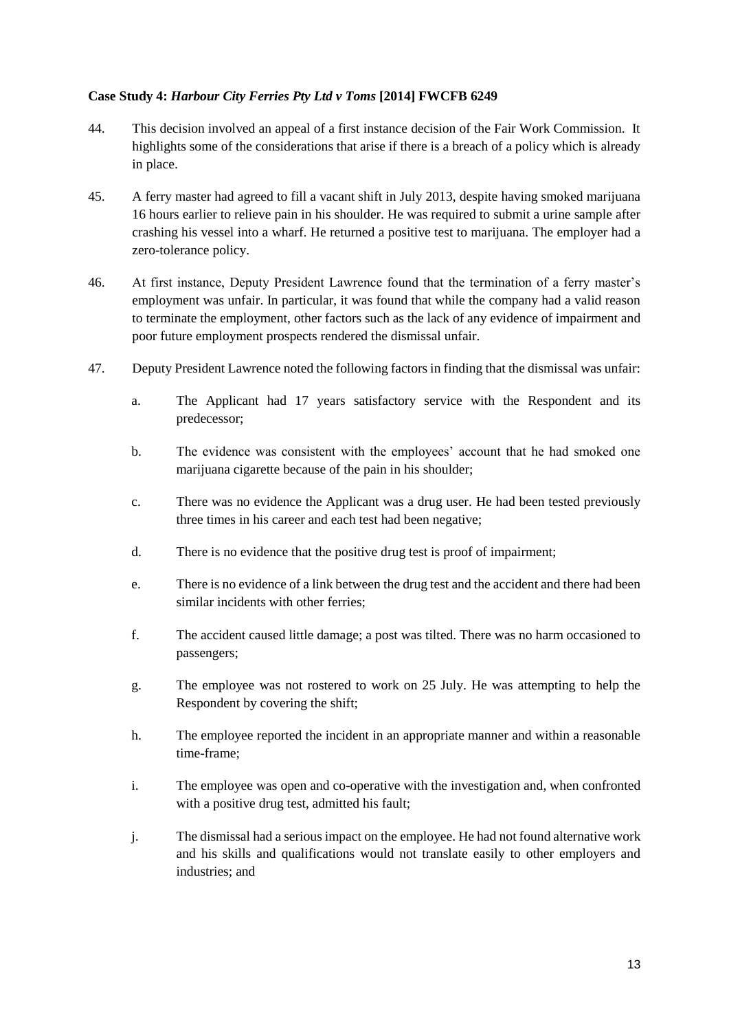**Case Study 4: *Harbour City Ferries Pty Ltd v Toms* [2014] FWCFB 6249**

44. This decision involved an appeal of a first instance decision of the Fair Work Commission. It highlights some of the considerations that arise if there is a breach of a policy which is already in place.

45. A ferry master had agreed to fill a vacant shift in July 2013, despite having smoked marijuana 16 hours earlier to relieve pain in his shoulder. He was required to submit a urine sample after crashing his vessel into a wharf. He returned a positive test to marijuana. The employer had a zero-tolerance policy.

46. At first instance, Deputy President Lawrence found that the termination of a ferry master's employment was unfair. In particular, it was found that while the company had a valid reason to terminate the employment, other factors such as the lack of any evidence of impairment and poor future employment prospects rendered the dismissal unfair.

47. Deputy President Lawrence noted the following factors in finding that the dismissal was unfair:

    a. The Applicant had 17 years satisfactory service with the Respondent and its predecessor;

    b. The evidence was consistent with the employees' account that he had smoked one marijuana cigarette because of the pain in his shoulder;

    c. There was no evidence the Applicant was a drug user. He had been tested previously three times in his career and each test had been negative;

    d. There is no evidence that the positive drug test is proof of impairment;

    e. There is no evidence of a link between the drug test and the accident and there had been similar incidents with other ferries;

    f. The accident caused little damage; a post was tilted. There was no harm occasioned to passengers;

    g. The employee was not rostered to work on 25 July. He was attempting to help the Respondent by covering the shift;

    h. The employee reported the incident in an appropriate manner and within a reasonable time-frame;

    i. The employee was open and co-operative with the investigation and, when confronted with a positive drug test, admitted his fault;

    j. The dismissal had a serious impact on the employee. He had not found alternative work and his skills and qualifications would not translate easily to other employers and industries; and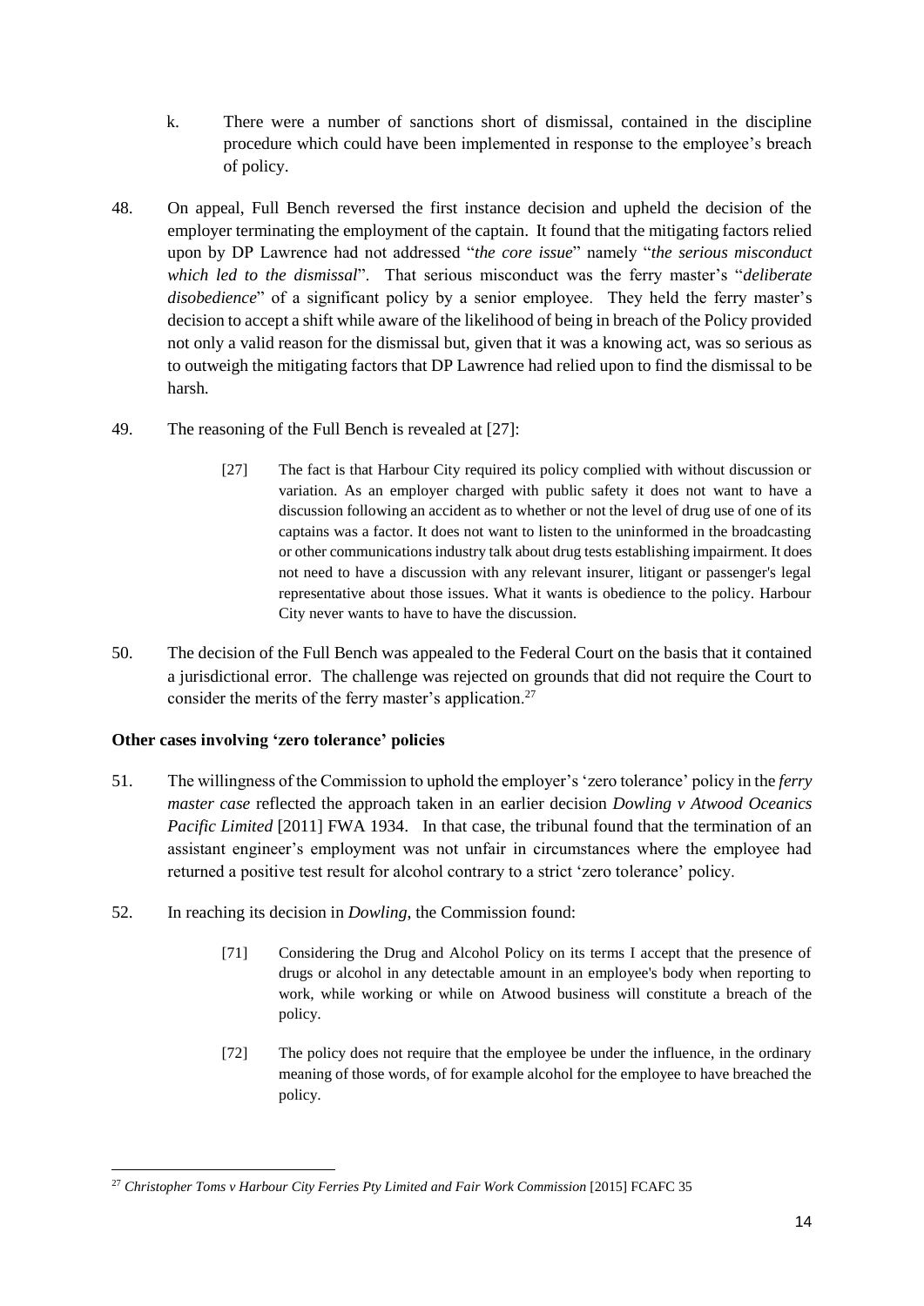k. There were a number of sanctions short of dismissal, contained in the discipline procedure which could have been implemented in response to the employee's breach of policy.

48. On appeal, Full Bench reversed the first instance decision and upheld the decision of the employer terminating the employment of the captain. It found that the mitigating factors relied upon by DP Lawrence had not addressed "*the core issue*" namely "*the serious misconduct which led to the dismissal*". That serious misconduct was the ferry master's "*deliberate disobedience*" of a significant policy by a senior employee. They held the ferry master's decision to accept a shift while aware of the likelihood of being in breach of the Policy provided not only a valid reason for the dismissal but, given that it was a knowing act, was so serious as to outweigh the mitigating factors that DP Lawrence had relied upon to find the dismissal to be harsh.

49. The reasoning of the Full Bench is revealed at [27]:

> [27] The fact is that Harbour City required its policy complied with without discussion or variation. As an employer charged with public safety it does not want to have a discussion following an accident as to whether or not the level of drug use of one of its captains was a factor. It does not want to listen to the uninformed in the broadcasting or other communications industry talk about drug tests establishing impairment. It does not need to have a discussion with any relevant insurer, litigant or passenger's legal representative about those issues. What it wants is obedience to the policy. Harbour City never wants to have to have the discussion.

50. The decision of the Full Bench was appealed to the Federal Court on the basis that it contained a jurisdictional error. The challenge was rejected on grounds that did not require the Court to consider the merits of the ferry master's application.[27]

**Other cases involving 'zero tolerance' policies**

51. The willingness of the Commission to uphold the employer's 'zero tolerance' policy in the *ferry master case* reflected the approach taken in an earlier decision *Dowling v Atwood Oceanics Pacific Limited* [2011] FWA 1934. In that case, the tribunal found that the termination of an assistant engineer's employment was not unfair in circumstances where the employee had returned a positive test result for alcohol contrary to a strict 'zero tolerance' policy.

52. In reaching its decision in *Dowling*, the Commission found:

> [71] Considering the Drug and Alcohol Policy on its terms I accept that the presence of drugs or alcohol in any detectable amount in an employee's body when reporting to work, while working or while on Atwood business will constitute a breach of the policy.
>
> [72] The policy does not require that the employee be under the influence, in the ordinary meaning of those words, of for example alcohol for the employee to have breached the policy.

---

[27] *Christopher Toms v Harbour City Ferries Pty Limited and Fair Work Commission* [2015] FCAFC 35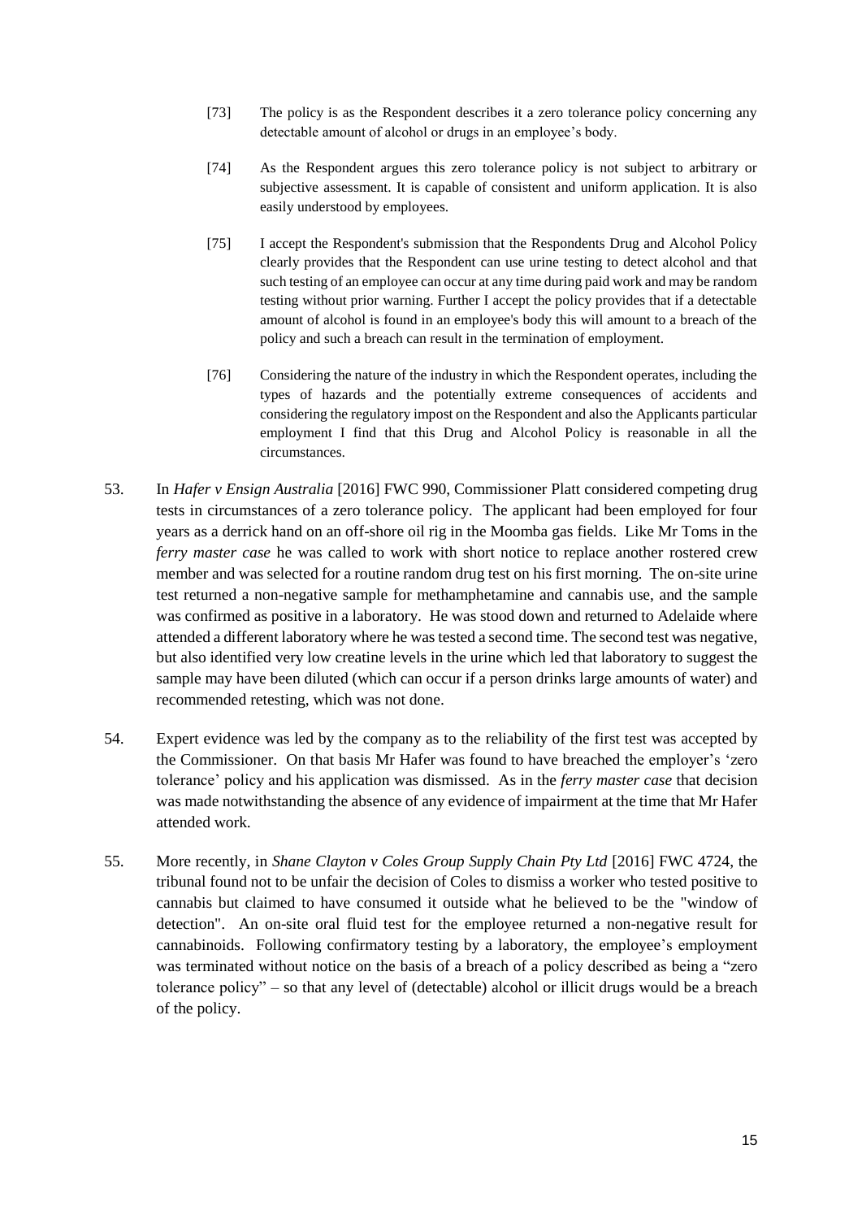> [73] The policy is as the Respondent describes it a zero tolerance policy concerning any detectable amount of alcohol or drugs in an employee's body.
>
> [74] As the Respondent argues this zero tolerance policy is not subject to arbitrary or subjective assessment. It is capable of consistent and uniform application. It is also easily understood by employees.
>
> [75] I accept the Respondent's submission that the Respondents Drug and Alcohol Policy clearly provides that the Respondent can use urine testing to detect alcohol and that such testing of an employee can occur at any time during paid work and may be random testing without prior warning. Further I accept the policy provides that if a detectable amount of alcohol is found in an employee's body this will amount to a breach of the policy and such a breach can result in the termination of employment.
>
> [76] Considering the nature of the industry in which the Respondent operates, including the types of hazards and the potentially extreme consequences of accidents and considering the regulatory impost on the Respondent and also the Applicants particular employment I find that this Drug and Alcohol Policy is reasonable in all the circumstances.

53. In *Hafer v Ensign Australia* [2016] FWC 990, Commissioner Platt considered competing drug tests in circumstances of a zero tolerance policy. The applicant had been employed for four years as a derrick hand on an off-shore oil rig in the Moomba gas fields. Like Mr Toms in the *ferry master case* he was called to work with short notice to replace another rostered crew member and was selected for a routine random drug test on his first morning. The on-site urine test returned a non-negative sample for methamphetamine and cannabis use, and the sample was confirmed as positive in a laboratory. He was stood down and returned to Adelaide where attended a different laboratory where he was tested a second time. The second test was negative, but also identified very low creatine levels in the urine which led that laboratory to suggest the sample may have been diluted (which can occur if a person drinks large amounts of water) and recommended retesting, which was not done.

54. Expert evidence was led by the company as to the reliability of the first test was accepted by the Commissioner. On that basis Mr Hafer was found to have breached the employer's 'zero tolerance' policy and his application was dismissed. As in the *ferry master case* that decision was made notwithstanding the absence of any evidence of impairment at the time that Mr Hafer attended work.

55. More recently, in *Shane Clayton v Coles Group Supply Chain Pty Ltd* [2016] FWC 4724, the tribunal found not to be unfair the decision of Coles to dismiss a worker who tested positive to cannabis but claimed to have consumed it outside what he believed to be the "window of detection". An on-site oral fluid test for the employee returned a non-negative result for cannabinoids. Following confirmatory testing by a laboratory, the employee's employment was terminated without notice on the basis of a breach of a policy described as being a "zero tolerance policy" – so that any level of (detectable) alcohol or illicit drugs would be a breach of the policy.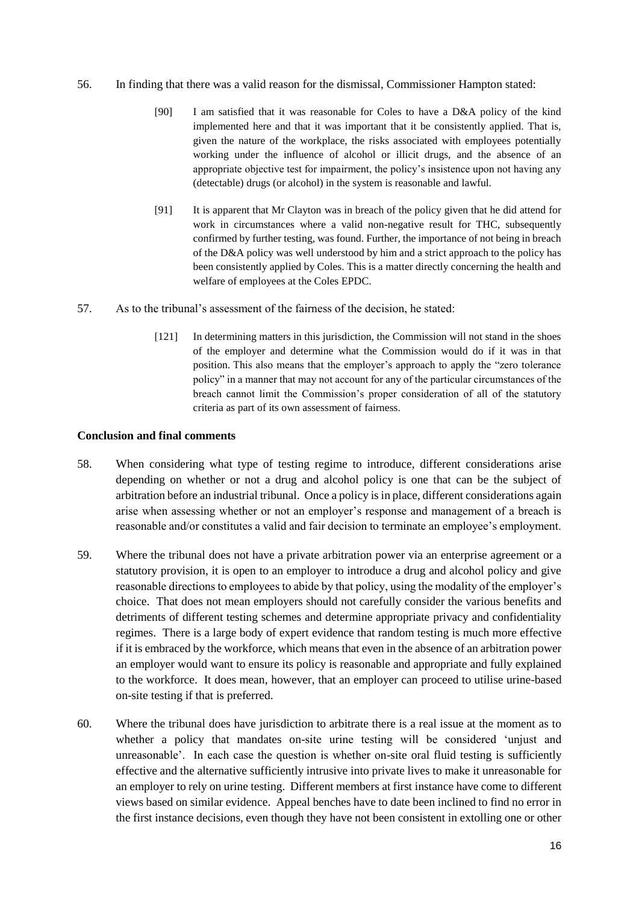56. In finding that there was a valid reason for the dismissal, Commissioner Hampton stated:

> [90] I am satisfied that it was reasonable for Coles to have a D&A policy of the kind implemented here and that it was important that it be consistently applied. That is, given the nature of the workplace, the risks associated with employees potentially working under the influence of alcohol or illicit drugs, and the absence of an appropriate objective test for impairment, the policy's insistence upon not having any (detectable) drugs (or alcohol) in the system is reasonable and lawful.
>
> [91] It is apparent that Mr Clayton was in breach of the policy given that he did attend for work in circumstances where a valid non-negative result for THC, subsequently confirmed by further testing, was found. Further, the importance of not being in breach of the D&A policy was well understood by him and a strict approach to the policy has been consistently applied by Coles. This is a matter directly concerning the health and welfare of employees at the Coles EPDC.

57. As to the tribunal's assessment of the fairness of the decision, he stated:

> [121] In determining matters in this jurisdiction, the Commission will not stand in the shoes of the employer and determine what the Commission would do if it was in that position. This also means that the employer's approach to apply the "zero tolerance policy" in a manner that may not account for any of the particular circumstances of the breach cannot limit the Commission's proper consideration of all of the statutory criteria as part of its own assessment of fairness.

**Conclusion and final comments**

58. When considering what type of testing regime to introduce, different considerations arise depending on whether or not a drug and alcohol policy is one that can be the subject of arbitration before an industrial tribunal. Once a policy is in place, different considerations again arise when assessing whether or not an employer's response and management of a breach is reasonable and/or constitutes a valid and fair decision to terminate an employee's employment.

59. Where the tribunal does not have a private arbitration power via an enterprise agreement or a statutory provision, it is open to an employer to introduce a drug and alcohol policy and give reasonable directions to employees to abide by that policy, using the modality of the employer's choice. That does not mean employers should not carefully consider the various benefits and detriments of different testing schemes and determine appropriate privacy and confidentiality regimes. There is a large body of expert evidence that random testing is much more effective if it is embraced by the workforce, which means that even in the absence of an arbitration power an employer would want to ensure its policy is reasonable and appropriate and fully explained to the workforce. It does mean, however, that an employer can proceed to utilise urine-based on-site testing if that is preferred.

60. Where the tribunal does have jurisdiction to arbitrate there is a real issue at the moment as to whether a policy that mandates on-site urine testing will be considered 'unjust and unreasonable'. In each case the question is whether on-site oral fluid testing is sufficiently effective and the alternative sufficiently intrusive into private lives to make it unreasonable for an employer to rely on urine testing. Different members at first instance have come to different views based on similar evidence. Appeal benches have to date been inclined to find no error in the first instance decisions, even though they have not been consistent in extolling one or other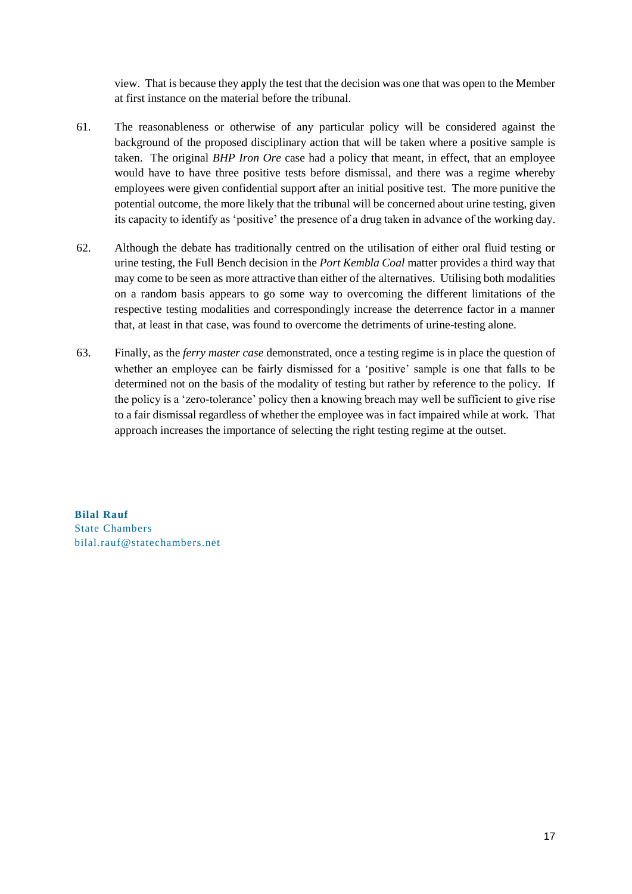view. That is because they apply the test that the decision was one that was open to the Member at first instance on the material before the tribunal.

61. The reasonableness or otherwise of any particular policy will be considered against the background of the proposed disciplinary action that will be taken where a positive sample is taken. The original *BHP Iron Ore* case had a policy that meant, in effect, that an employee would have to have three positive tests before dismissal, and there was a regime whereby employees were given confidential support after an initial positive test. The more punitive the potential outcome, the more likely that the tribunal will be concerned about urine testing, given its capacity to identify as 'positive' the presence of a drug taken in advance of the working day.

62. Although the debate has traditionally centred on the utilisation of either oral fluid testing or urine testing, the Full Bench decision in the *Port Kembla Coal* matter provides a third way that may come to be seen as more attractive than either of the alternatives. Utilising both modalities on a random basis appears to go some way to overcoming the different limitations of the respective testing modalities and correspondingly increase the deterrence factor in a manner that, at least in that case, was found to overcome the detriments of urine-testing alone.

63. Finally, as the *ferry master case* demonstrated, once a testing regime is in place the question of whether an employee can be fairly dismissed for a 'positive' sample is one that falls to be determined not on the basis of the modality of testing but rather by reference to the policy. If the policy is a 'zero-tolerance' policy then a knowing breach may well be sufficient to give rise to a fair dismissal regardless of whether the employee was in fact impaired while at work. That approach increases the importance of selecting the right testing regime at the outset.

**Bilal Rauf**
State Chambers
bilal.rauf@statechambers.net